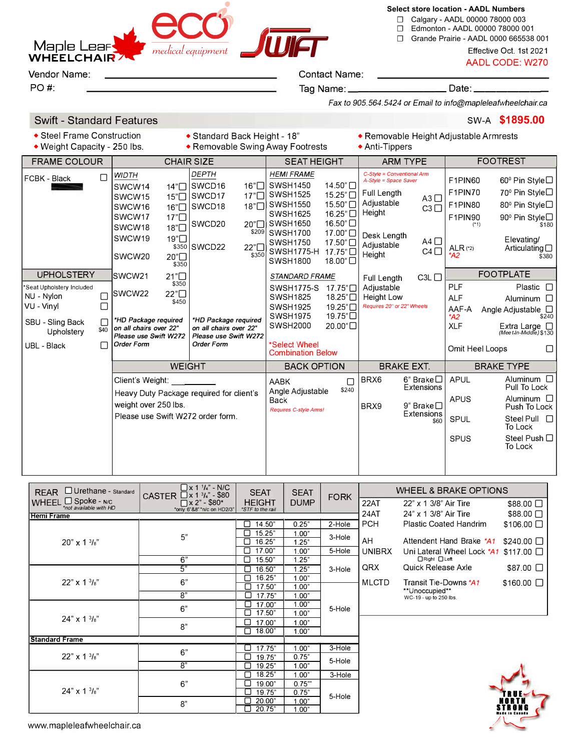Maple Leaf WHEELCHAIR — eco medical equipment — SWIFT

**Select store location - AADL Numbers**

- ☐ Calgary - AADL 00000 78000 003
- ☐ Edmonton - AADL 00000 78000 001
- ☐ Grande Prairie - AADL 0000 665538 001

Effective Oct. 1st 2021

AADL CODE: W270

Vendor Name: ______________________ Contact Name: ______________________

PO #: ______________________ Tag Name: ______________ Date: ____________

*Fax to 905.564.5424 or Email to info@mapleleafwheelchair.ca*

## Swift - Standard Features — SW-A **$1895.00**

- Steel Frame Construction
- Weight Capacity - 250 lbs.
- Standard Back Height - 18"
- Removable Swing Away Footrests
- Removable Height Adjustable Armrests
- Anti-Tippers

### FRAME COLOUR

- FCBK - Black ☐

### UPHOLSTERY

*Seat Upholstery Included

- NU - Nylon ☐
- VU - Vinyl ☐
- SBU - Sling Back Upholstery ☐ $40
- UBL - Black ☐

### CHAIR SIZE

| WIDTH | | DEPTH | |
|---|---|---|---|
| SWCW14 | 14" ☐ | SWCD16 | 16" ☐ |
| SWCW15 | 15" ☐ | SWCD17 | 17" ☐ |
| SWCW16 | 16" ☐ | SWCD18 | 18" ☐ |
| SWCW17 | 17" ☐ | SWCD20 | 20" ☐ $209 |
| SWCW18 | 18" ☐ | SWCD22 | 22" ☐ $350 |
| SWCW19 | 19" ☐ $350 | | |
| SWCW20 | 20" ☐ $350 | | |
| SWCW21 | 21" ☐ $350 | | |
| SWCW22 | 22" ☐ $450 | | |

*\*HD Package required on all chairs over 22" Please use Swift W272 Order Form* (Width)

*\*HD Package required on all chairs over 22" Please use Swift W272 Order Form* (Depth)

### SEAT HEIGHT

*HEMI FRAME*

| Code | Height |
|---|---|
| SWSH1450 | 14.50" ☐ |
| SWSH1525 | 15.25" ☐ |
| SWSH1550 | 15.50" ☐ |
| SWSH1625 | 16.25" ☐ |
| SWSH1650 | 16.50" ☐ |
| SWSH1700 | 17.00" ☐ |
| SWSH1750 | 17.50" ☐ |
| SWSH1775-H | 17.75" ☐ |
| SWSH1800 | 18.00" ☐ |

*STANDARD FRAME*

| Code | Height |
|---|---|
| SWSH1775-S | 17.75" ☐ |
| SWSH1825 | 18.25" ☐ |
| SWSH1925 | 19.25" ☐ |
| SWSH1975 | 19.75" ☐ |
| SWSH2000 | 20.00" ☐ |

*\*Select Wheel Combination Below*

### ARM TYPE

*C-Style = Conventional Arm*
*A-Style = Space Saver*

- Full Length Adjustable Height — A3 ☐ C3 ☐
- Desk Length Adjustable Height — A4 ☐ C4 ☐
- Full Length Adjustable Height Low — C3L ☐ *Requires 20" or 22" Wheels*

### FOOTREST

| Code | Description |
|---|---|
| F1PIN60 | 60° Pin Style ☐ |
| F1PIN70 | 70° Pin Style ☐ |
| F1PIN80 | 80° Pin Style ☐ |
| F1PIN90 (*1) | 90° Pin Style ☐ $180 |
| ALR (*2) *A2 | Elevating/ Articulating ☐ $380 |

### FOOTPLATE

| Code | Description |
|---|---|
| PLF | Plastic ☐ |
| ALF | Aluminum ☐ |
| AAF-A *A2 | Angle Adjustable ☐ $240 |
| XLF | Extra Large (Meet-In-Middle) ☐ $130 |
| Omit Heel Loops | ☐ |

### WEIGHT

Client's Weight: ____________

Heavy Duty Package required for client's weight over 250 lbs.

Please use Swift W272 order form.

### BACK OPTION

- AABK — Angle Adjustable Back ☐ $240 — *Requires C-style Arms!*

### BRAKE EXT.

- BRX6 — 6" Brake Extensions ☐
- BRX9 — 9" Brake Extensions ☐ $60

### BRAKE TYPE

| Code | Description |
|---|---|
| APUL | Aluminum Pull To Lock ☐ |
| APUS | Aluminum Push To Lock ☐ |
| SPUL | Steel Pull To Lock ☐ |
| SPUS | Steel Push To Lock ☐ |

### REAR WHEEL / CASTER / SEAT HEIGHT / SEAT DUMP / FORK

REAR WHEEL: ☐ Urethane - Standard; ☐ Spoke - N/C (*not available with HD*)

CASTER: ☐ x 1 ¼" - N/C; ☐ x 1 ¾" - $80; ☐ x 2" - $80* (*only 6"&8" *n/c on HD2/3*)

SEAT HEIGHT: *STF to the rail*

| Rear Wheel | Caster | Seat Height | Seat Dump | Fork |
|---|---|---|---|---|
| **Hemi Frame** | | | | |
| 20" x 1 ³/₈" | 5" | ☐ 14.50" | 0.25" | 2-Hole |
| | | ☐ 15.25" | 1.00" | 3-Hole |
| | | ☐ 16.25" | 1.25" | |
| | | ☐ 17.00" | 1.00" | 5-Hole |
| | 6" | ☐ 15.50" | 1.25" | |
| 22" x 1 ³/₈" | 5" | ☐ 16.50" | 1.25" | 3-Hole |
| | 6" | ☐ 16.25" | 1.00" | |
| | | ☐ 17.50" | 1.00" | |
| | 8" | ☐ 17.75" | 1.00" | 5-Hole |
| 24" x 1 ³/₈" | 6" | ☐ 17.00" | 1.00" | |
| | | ☐ 17.50" | 1.00" | |
| | 8" | ☐ 17.00" | 1.00" | |
| | | ☐ 18.00" | 1.00" | |
| **Standard Frame** | | | | |
| 22" x 1 ³/₈" | 6" | ☐ 17.75" | 1.00" | 3-Hole |
| | | ☐ 19.75" | 0.75" | 5-Hole |
| | 8" | ☐ 19.25" | 1.00" | |
| 24" x 1 ³/₈" | 6" | ☐ 18.25" | 1.00" | 3-Hole |
| | | ☐ 19.00" | 0.75" | 5-Hole |
| | | ☐ 19.75" | 0.75" | |
| | 8" | ☐ 20.00" | 1.00" | |
| | | ☐ 20.75" | 1.00" | |

### WHEEL & BRAKE OPTIONS

| Code | Description | Price |
|---|---|---|
| 22AT | 22" x 1 3/8" Air Tire | $88.00 ☐ |
| 24AT | 24" x 1 3/8" Air Tire | $88.00 ☐ |
| PCH | Plastic Coated Handrim | $106.00 ☐ |
| AH | Attendent Hand Brake *A1 | $240.00 ☐ |
| UNIBRX | Uni Lateral Wheel Lock *A1 (☐ Right ☐ Left) | $117.00 ☐ |
| QRX | Quick Release Axle | $87.00 ☐ |
| MLCTD | Transit Tie-Downs *A1 **Unoccupied** WC-19 - up to 250 lbs. | $160.00 ☐ |

TRUE NORTH STRONG — Made in Canada

www.mapleleafwheelchair.ca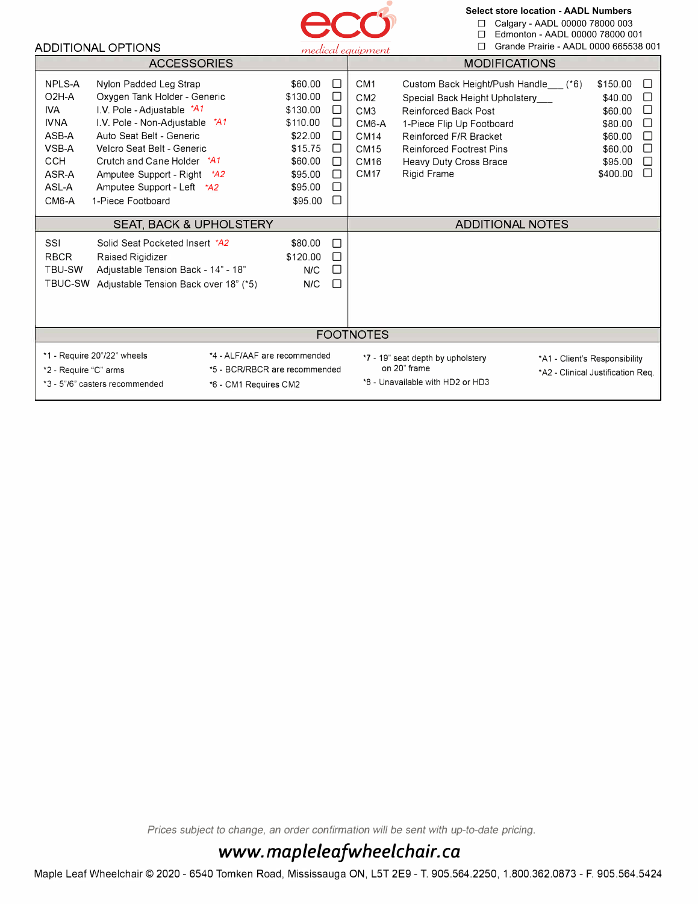Select store location - AADL Numbers

☐ Calgary - AADL 00000 78000 003
☐ Edmonton - AADL 00000 78000 001
☐ Grande Prairie - AADL 0000 665538 001

eco medical equipment

## ADDITIONAL OPTIONS

### ACCESSORIES

| | | | |
|---|---|---|---|
| NPLS-A | Nylon Padded Leg Strap | $60.00 | ☐ |
| O2H-A | Oxygen Tank Holder - Generic | $130.00 | ☐ |
| IVA | I.V. Pole - Adjustable *A1 | $130.00 | ☐ |
| IVNA | I.V. Pole - Non-Adjustable *A1 | $110.00 | ☐ |
| ASB-A | Auto Seat Belt - Generic | $22.00 | ☐ |
| VSB-A | Velcro Seat Belt - Generic | $15.75 | ☐ |
| CCH | Crutch and Cane Holder *A1 | $60.00 | ☐ |
| ASR-A | Amputee Support - Right *A2 | $95.00 | ☐ |
| ASL-A | Amputee Support - Left *A2 | $95.00 | ☐ |
| CM6-A | 1-Piece Footboard | $95.00 | ☐ |

### MODIFICATIONS

| | | | |
|---|---|---|---|
| CM1 | Custom Back Height/Push Handle___ (*6) | $150.00 | ☐ |
| CM2 | Special Back Height Upholstery___ | $40.00 | ☐ |
| CM3 | Reinforced Back Post | $60.00 | ☐ |
| CM6-A | 1-Piece Flip Up Footboard | $80.00 | ☐ |
| CM14 | Reinforced F/R Bracket | $60.00 | ☐ |
| CM15 | Reinforced Footrest Pins | $60.00 | ☐ |
| CM16 | Heavy Duty Cross Brace | $95.00 | ☐ |
| CM17 | Rigid Frame | $400.00 | ☐ |

### SEAT, BACK & UPHOLSTERY

| | | | |
|---|---|---|---|
| SSI | Solid Seat Pocketed Insert *A2 | $80.00 | ☐ |
| RBCR | Raised Rigidizer | $120.00 | ☐ |
| TBU-SW | Adjustable Tension Back - 14" - 18" | N/C | ☐ |
| TBUC-SW | Adjustable Tension Back over 18" (*5) | N/C | ☐ |

### ADDITIONAL NOTES

### FOOTNOTES

- *1 - Require 20"/22" wheels
- *2 - Require "C" arms
- *3 - 5"/6" casters recommended
- *4 - ALF/AAF are recommended
- *5 - BCR/RBCR are recommended
- *6 - CM1 Requires CM2
- *7 - 19" seat depth by upholstery on 20" frame
- *8 - Unavailable with HD2 or HD3
- *A1 - Client's Responsibility
- *A2 - Clinical Justification Req.

*Prices subject to change, an order confirmation will be sent with up-to-date pricing.*

***www.mapleleafwheelchair.ca***

Maple Leaf Wheelchair © 2020 - 6540 Tomken Road, Mississauga ON, L5T 2E9 - T. 905.564.2250, 1.800.362.0873 - F. 905.564.5424